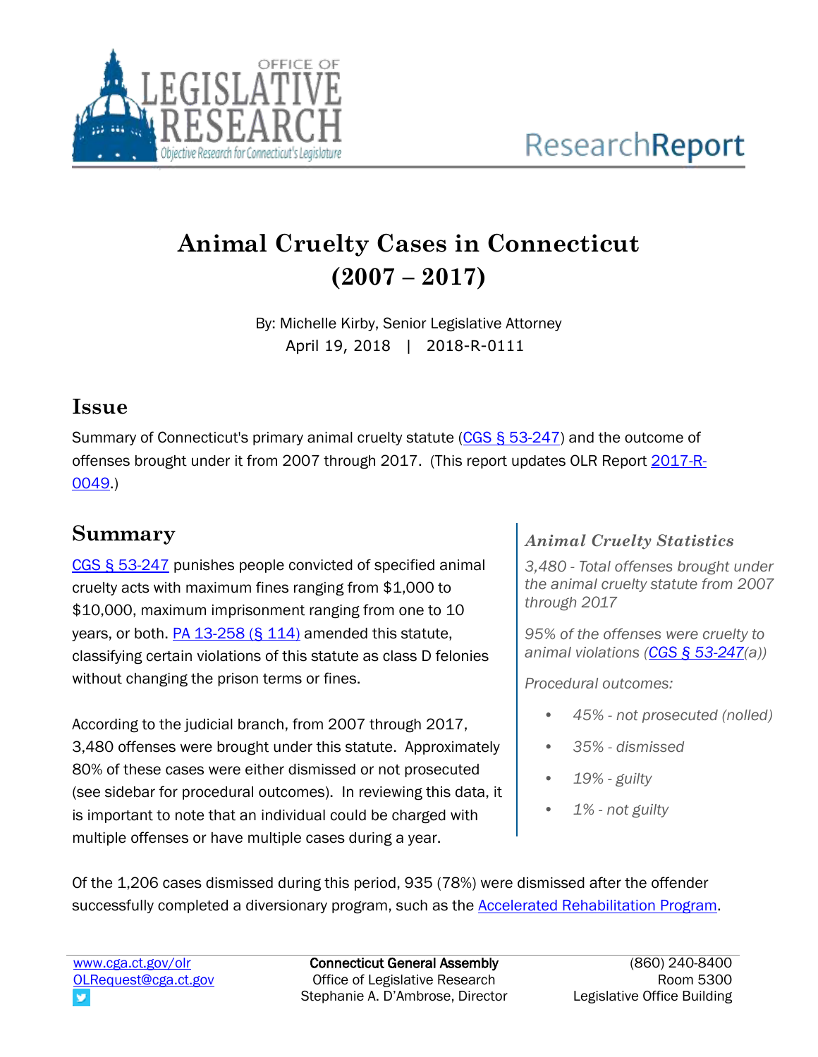# Animal Cruelty Cases in Connecticut (2007 – 2017)

By: Michelle Kirby, Senior Legislative Attorney
April 19, 2018 | 2018-R-0111

## Issue

Summary of Connecticut's primary animal cruelty statute (CGS § 53-247) and the outcome of offenses brought under it from 2007 through 2017. (This report updates OLR Report 2017-R-0049.)

## Summary

CGS § 53-247 punishes people convicted of specified animal cruelty acts with maximum fines ranging from $1,000 to $10,000, maximum imprisonment ranging from one to 10 years, or both. PA 13-258 (§ 114) amended this statute, classifying certain violations of this statute as class D felonies without changing the prison terms or fines.

According to the judicial branch, from 2007 through 2017, 3,480 offenses were brought under this statute. Approximately 80% of these cases were either dismissed or not prosecuted (see sidebar for procedural outcomes). In reviewing this data, it is important to note that an individual could be charged with multiple offenses or have multiple cases during a year.

### *Animal Cruelty Statistics*

*3,480 - Total offenses brought under the animal cruelty statute from 2007 through 2017*

*95% of the offenses were cruelty to animal violations (CGS § 53-247(a))*

*Procedural outcomes:*

- *45% - not prosecuted (nolled)*
- *35% - dismissed*
- *19% - guilty*
- *1% - not guilty*

Of the 1,206 cases dismissed during this period, 935 (78%) were dismissed after the offender successfully completed a diversionary program, such as the Accelerated Rehabilitation Program.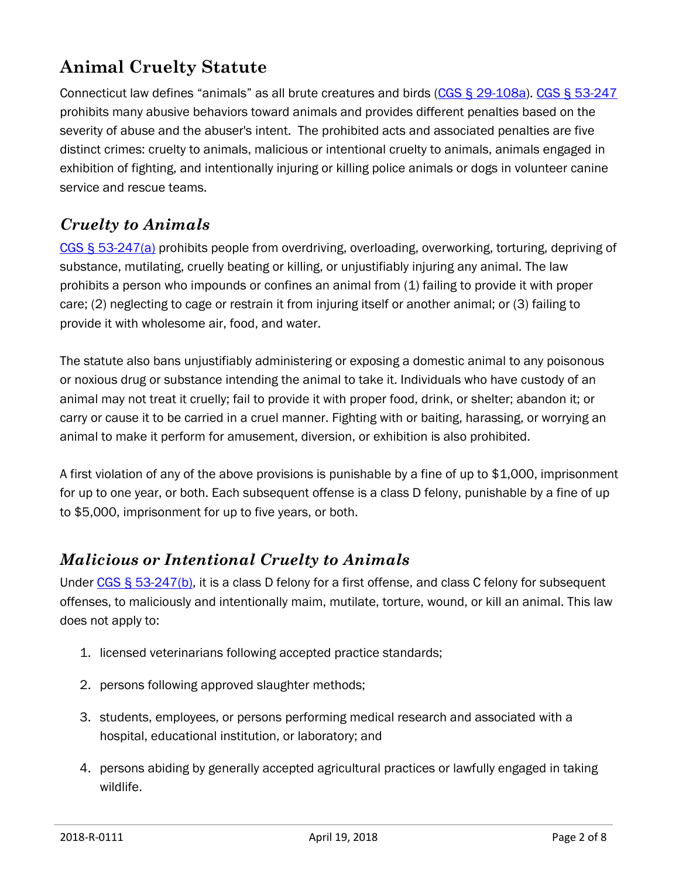## Animal Cruelty Statute

Connecticut law defines "animals" as all brute creatures and birds (CGS § 29-108a). CGS § 53-247 prohibits many abusive behaviors toward animals and provides different penalties based on the severity of abuse and the abuser's intent. The prohibited acts and associated penalties are five distinct crimes: cruelty to animals, malicious or intentional cruelty to animals, animals engaged in exhibition of fighting, and intentionally injuring or killing police animals or dogs in volunteer canine service and rescue teams.

### *Cruelty to Animals*

CGS § 53-247(a) prohibits people from overdriving, overloading, overworking, torturing, depriving of substance, mutilating, cruelly beating or killing, or unjustifiably injuring any animal. The law prohibits a person who impounds or confines an animal from (1) failing to provide it with proper care; (2) neglecting to cage or restrain it from injuring itself or another animal; or (3) failing to provide it with wholesome air, food, and water.

The statute also bans unjustifiably administering or exposing a domestic animal to any poisonous or noxious drug or substance intending the animal to take it. Individuals who have custody of an animal may not treat it cruelly; fail to provide it with proper food, drink, or shelter; abandon it; or carry or cause it to be carried in a cruel manner. Fighting with or baiting, harassing, or worrying an animal to make it perform for amusement, diversion, or exhibition is also prohibited.

A first violation of any of the above provisions is punishable by a fine of up to $1,000, imprisonment for up to one year, or both. Each subsequent offense is a class D felony, punishable by a fine of up to $5,000, imprisonment for up to five years, or both.

### *Malicious or Intentional Cruelty to Animals*

Under CGS § 53-247(b), it is a class D felony for a first offense, and class C felony for subsequent offenses, to maliciously and intentionally maim, mutilate, torture, wound, or kill an animal. This law does not apply to:

1. licensed veterinarians following accepted practice standards;
2. persons following approved slaughter methods;
3. students, employees, or persons performing medical research and associated with a hospital, educational institution, or laboratory; and
4. persons abiding by generally accepted agricultural practices or lawfully engaged in taking wildlife.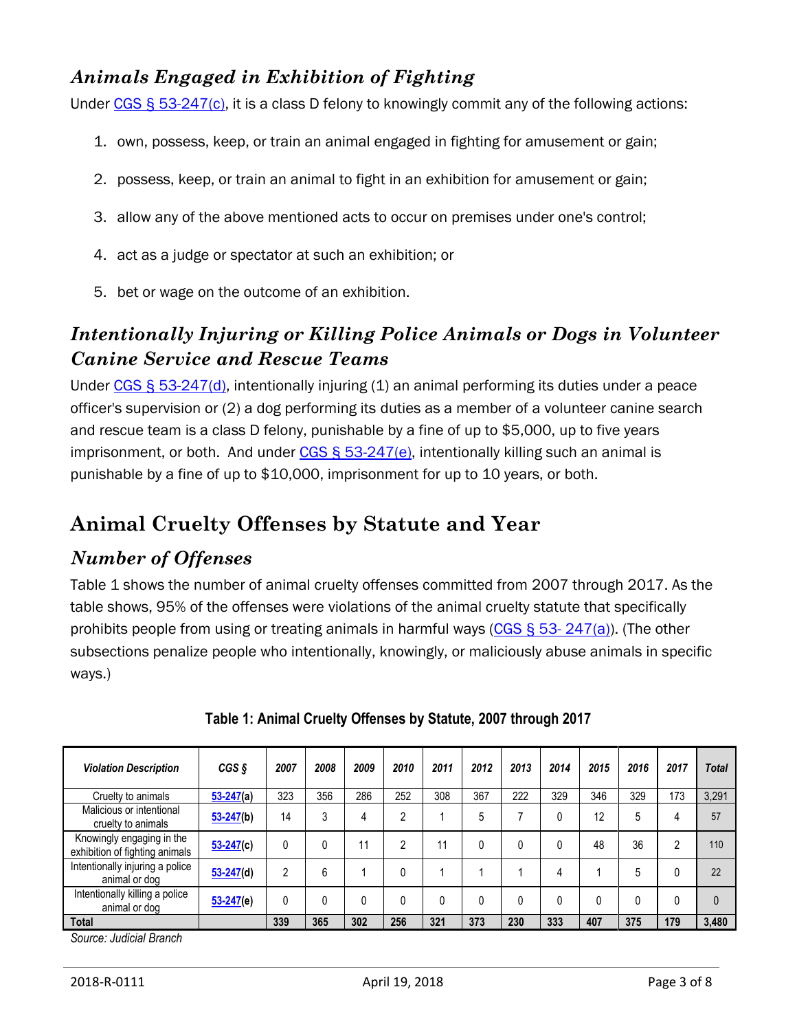### Animals Engaged in Exhibition of Fighting

Under [CGS § 53-247(c)](), it is a class D felony to knowingly commit any of the following actions:

1. own, possess, keep, or train an animal engaged in fighting for amusement or gain;
2. possess, keep, or train an animal to fight in an exhibition for amusement or gain;
3. allow any of the above mentioned acts to occur on premises under one's control;
4. act as a judge or spectator at such an exhibition; or
5. bet or wage on the outcome of an exhibition.

### Intentionally Injuring or Killing Police Animals or Dogs in Volunteer Canine Service and Rescue Teams

Under CGS § 53-247(d), intentionally injuring (1) an animal performing its duties under a peace officer's supervision or (2) a dog performing its duties as a member of a volunteer canine search and rescue team is a class D felony, punishable by a fine of up to $5,000, up to five years imprisonment, or both. And under CGS § 53-247(e), intentionally killing such an animal is punishable by a fine of up to $10,000, imprisonment for up to 10 years, or both.

## Animal Cruelty Offenses by Statute and Year

### Number of Offenses

Table 1 shows the number of animal cruelty offenses committed from 2007 through 2017. As the table shows, 95% of the offenses were violations of the animal cruelty statute that specifically prohibits people from using or treating animals in harmful ways (CGS § 53- 247(a)). (The other subsections penalize people who intentionally, knowingly, or maliciously abuse animals in specific ways.)

**Table 1: Animal Cruelty Offenses by Statute, 2007 through 2017**

| *Violation Description* | *CGS §* | *2007* | *2008* | *2009* | *2010* | *2011* | *2012* | *2013* | *2014* | *2015* | *2016* | *2017* | *Total* |
|---|---|---|---|---|---|---|---|---|---|---|---|---|---|
| Cruelty to animals | 53-247(a) | 323 | 356 | 286 | 252 | 308 | 367 | 222 | 329 | 346 | 329 | 173 | 3,291 |
| Malicious or intentional cruelty to animals | 53-247(b) | 14 | 3 | 4 | 2 | 1 | 5 | 7 | 0 | 12 | 5 | 4 | 57 |
| Knowingly engaging in the exhibition of fighting animals | 53-247(c) | 0 | 0 | 11 | 2 | 11 | 0 | 0 | 0 | 48 | 36 | 2 | 110 |
| Intentionally injuring a police animal or dog | 53-247(d) | 2 | 6 | 1 | 0 | 1 | 1 | 1 | 4 | 1 | 5 | 0 | 22 |
| Intentionally killing a police animal or dog | 53-247(e) | 0 | 0 | 0 | 0 | 0 | 0 | 0 | 0 | 0 | 0 | 0 | 0 |
| **Total** | | **339** | **365** | **302** | **256** | **321** | **373** | **230** | **333** | **407** | **375** | **179** | **3,480** |

*Source: Judicial Branch*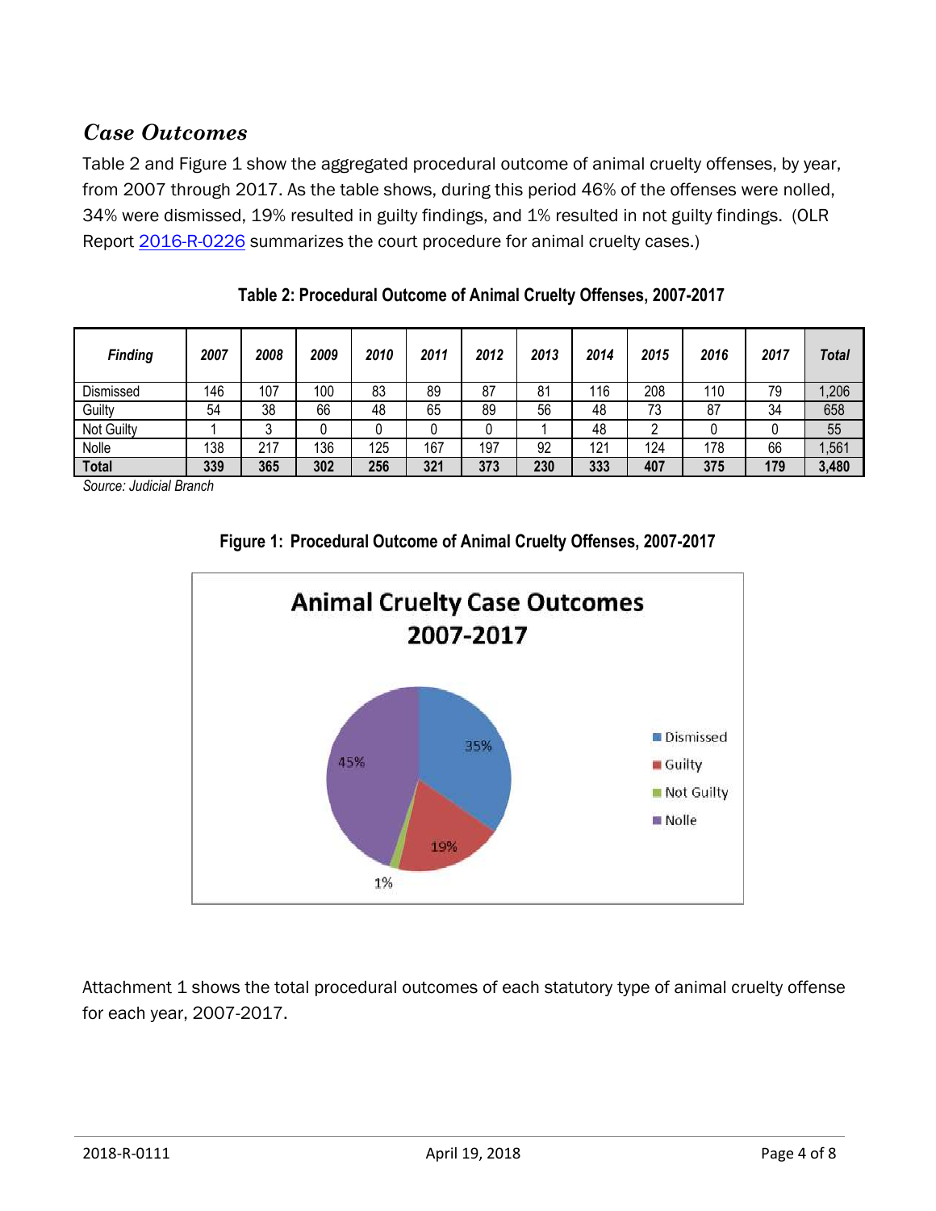## *Case Outcomes*

Table 2 and Figure 1 show the aggregated procedural outcome of animal cruelty offenses, by year, from 2007 through 2017. As the table shows, during this period 46% of the offenses were nolled, 34% were dismissed, 19% resulted in guilty findings, and 1% resulted in not guilty findings. (OLR Report [2016-R-0226](2016-R-0226) summarizes the court procedure for animal cruelty cases.)

**Table 2: Procedural Outcome of Animal Cruelty Offenses, 2007-2017**

| *Finding* | *2007* | *2008* | *2009* | *2010* | *2011* | *2012* | *2013* | *2014* | *2015* | *2016* | *2017* | *Total* |
|---|---|---|---|---|---|---|---|---|---|---|---|---|
| Dismissed | 146 | 107 | 100 | 83 | 89 | 87 | 81 | 116 | 208 | 110 | 79 | 1,206 |
| Guilty | 54 | 38 | 66 | 48 | 65 | 89 | 56 | 48 | 73 | 87 | 34 | 658 |
| Not Guilty | 1 | 3 | 0 | 0 | 0 | 0 | 1 | 48 | 2 | 0 | 0 | 55 |
| Nolle | 138 | 217 | 136 | 125 | 167 | 197 | 92 | 121 | 124 | 178 | 66 | 1,561 |
| **Total** | **339** | **365** | **302** | **256** | **321** | **373** | **230** | **333** | **407** | **375** | **179** | **3,480** |

*Source: Judicial Branch*

**Figure 1: Procedural Outcome of Animal Cruelty Offenses, 2007-2017**

Attachment 1 shows the total procedural outcomes of each statutory type of animal cruelty offense for each year, 2007-2017.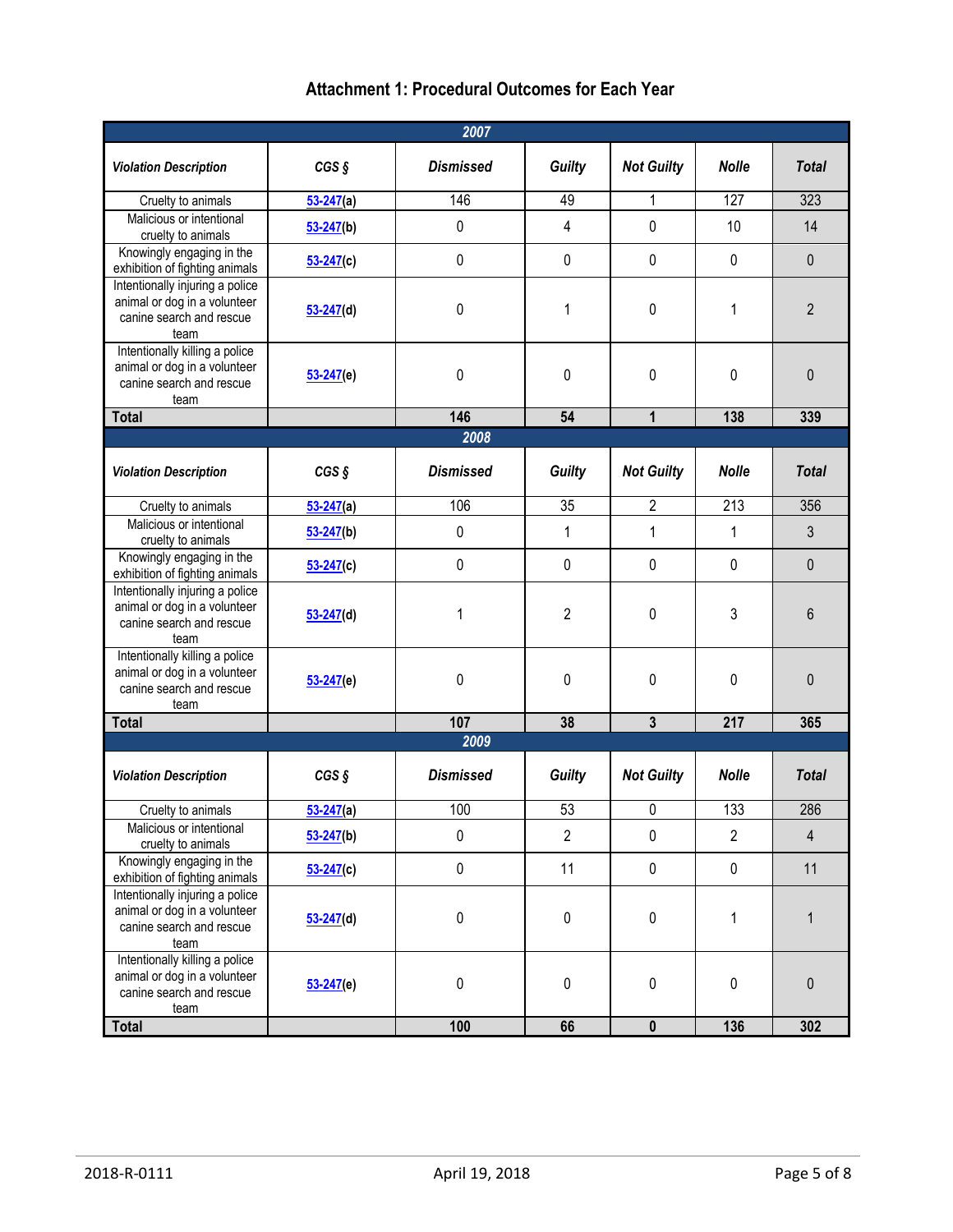# Attachment 1: Procedural Outcomes for Each Year

| 2007 | | | | | | |
|---|---|---|---|---|---|---|
| ***Violation Description*** | ***CGS §*** | ***Dismissed*** | ***Guilty*** | ***Not Guilty*** | ***Nolle*** | ***Total*** |
| Cruelty to animals | 53-247(a) | 146 | 49 | 1 | 127 | 323 |
| Malicious or intentional cruelty to animals | 53-247(b) | 0 | 4 | 0 | 10 | 14 |
| Knowingly engaging in the exhibition of fighting animals | 53-247(c) | 0 | 0 | 0 | 0 | 0 |
| Intentionally injuring a police animal or dog in a volunteer canine search and rescue team | 53-247(d) | 0 | 1 | 0 | 1 | 2 |
| Intentionally killing a police animal or dog in a volunteer canine search and rescue team | 53-247(e) | 0 | 0 | 0 | 0 | 0 |
| **Total** | | **146** | **54** | **1** | **138** | **339** |

| 2008 | | | | | | |
|---|---|---|---|---|---|---|
| ***Violation Description*** | ***CGS §*** | ***Dismissed*** | ***Guilty*** | ***Not Guilty*** | ***Nolle*** | ***Total*** |
| Cruelty to animals | 53-247(a) | 106 | 35 | 2 | 213 | 356 |
| Malicious or intentional cruelty to animals | 53-247(b) | 0 | 1 | 1 | 1 | 3 |
| Knowingly engaging in the exhibition of fighting animals | 53-247(c) | 0 | 0 | 0 | 0 | 0 |
| Intentionally injuring a police animal or dog in a volunteer canine search and rescue team | 53-247(d) | 1 | 2 | 0 | 3 | 6 |
| Intentionally killing a police animal or dog in a volunteer canine search and rescue team | 53-247(e) | 0 | 0 | 0 | 0 | 0 |
| **Total** | | **107** | **38** | **3** | **217** | **365** |

| 2009 | | | | | | |
|---|---|---|---|---|---|---|
| ***Violation Description*** | ***CGS §*** | ***Dismissed*** | ***Guilty*** | ***Not Guilty*** | ***Nolle*** | ***Total*** |
| Cruelty to animals | 53-247(a) | 100 | 53 | 0 | 133 | 286 |
| Malicious or intentional cruelty to animals | 53-247(b) | 0 | 2 | 0 | 2 | 4 |
| Knowingly engaging in the exhibition of fighting animals | 53-247(c) | 0 | 11 | 0 | 0 | 11 |
| Intentionally injuring a police animal or dog in a volunteer canine search and rescue team | 53-247(d) | 0 | 0 | 0 | 1 | 1 |
| Intentionally killing a police animal or dog in a volunteer canine search and rescue team | 53-247(e) | 0 | 0 | 0 | 0 | 0 |
| **Total** | | **100** | **66** | **0** | **136** | **302** |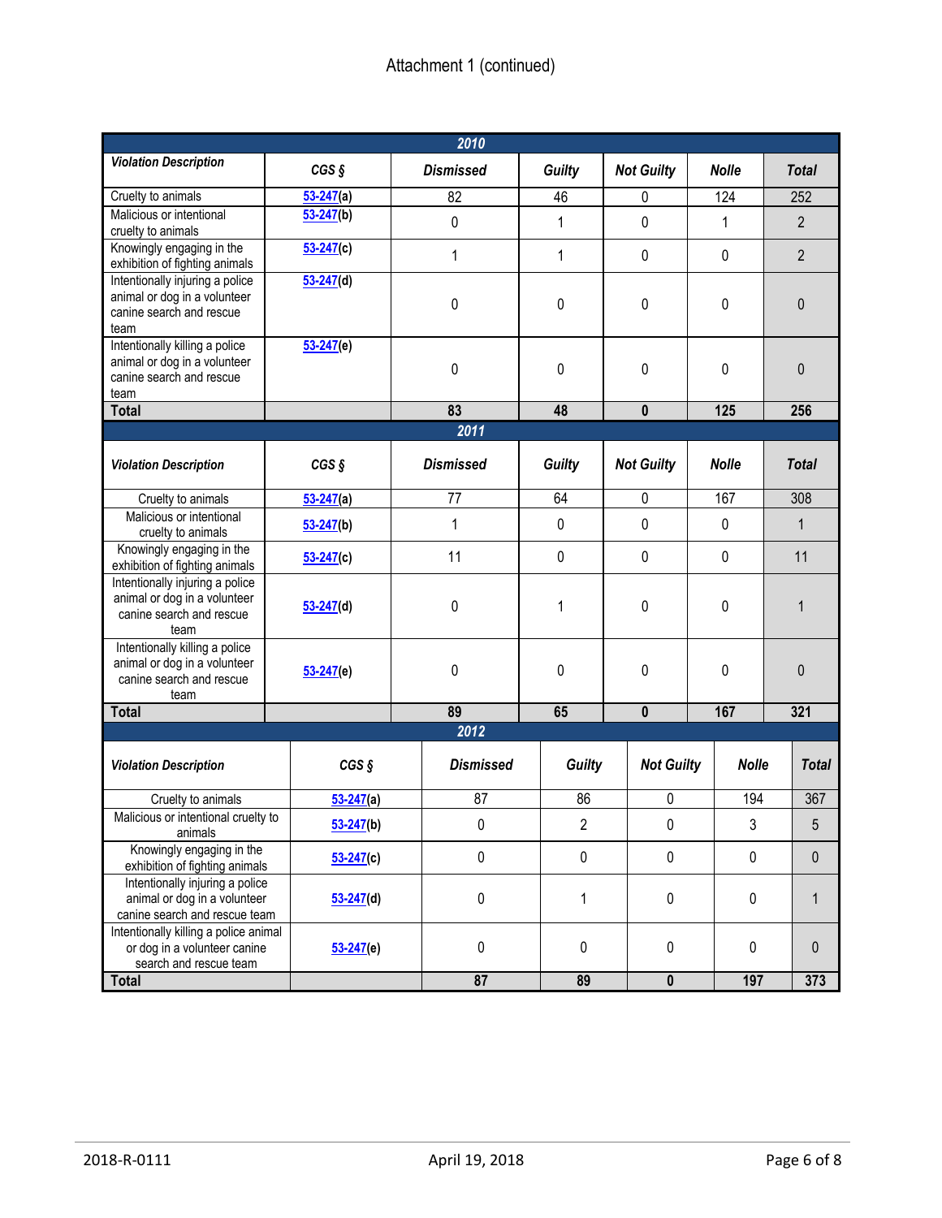Attachment 1 (continued)

| 2010 | | | | | | |
|---|---|---|---|---|---|---|
| ***Violation Description*** | ***CGS §*** | ***Dismissed*** | ***Guilty*** | ***Not Guilty*** | ***Nolle*** | ***Total*** |
| Cruelty to animals | 53-247(a) | 82 | 46 | 0 | 124 | 252 |
| Malicious or intentional cruelty to animals | 53-247(b) | 0 | 1 | 0 | 1 | 2 |
| Knowingly engaging in the exhibition of fighting animals | 53-247(c) | 1 | 1 | 0 | 0 | 2 |
| Intentionally injuring a police animal or dog in a volunteer canine search and rescue team | 53-247(d) | 0 | 0 | 0 | 0 | 0 |
| Intentionally killing a police animal or dog in a volunteer canine search and rescue team | 53-247(e) | 0 | 0 | 0 | 0 | 0 |
| **Total** | | **83** | **48** | **0** | **125** | **256** |

| 2011 | | | | | | |
|---|---|---|---|---|---|---|
| ***Violation Description*** | ***CGS §*** | ***Dismissed*** | ***Guilty*** | ***Not Guilty*** | ***Nolle*** | ***Total*** |
| Cruelty to animals | 53-247(a) | 77 | 64 | 0 | 167 | 308 |
| Malicious or intentional cruelty to animals | 53-247(b) | 1 | 0 | 0 | 0 | 1 |
| Knowingly engaging in the exhibition of fighting animals | 53-247(c) | 11 | 0 | 0 | 0 | 11 |
| Intentionally injuring a police animal or dog in a volunteer canine search and rescue team | 53-247(d) | 0 | 1 | 0 | 0 | 1 |
| Intentionally killing a police animal or dog in a volunteer canine search and rescue team | 53-247(e) | 0 | 0 | 0 | 0 | 0 |
| **Total** | | **89** | **65** | **0** | **167** | **321** |

| 2012 | | | | | | |
|---|---|---|---|---|---|---|
| ***Violation Description*** | ***CGS §*** | ***Dismissed*** | ***Guilty*** | ***Not Guilty*** | ***Nolle*** | ***Total*** |
| Cruelty to animals | 53-247(a) | 87 | 86 | 0 | 194 | 367 |
| Malicious or intentional cruelty to animals | 53-247(b) | 0 | 2 | 0 | 3 | 5 |
| Knowingly engaging in the exhibition of fighting animals | 53-247(c) | 0 | 0 | 0 | 0 | 0 |
| Intentionally injuring a police animal or dog in a volunteer canine search and rescue team | 53-247(d) | 0 | 1 | 0 | 0 | 1 |
| Intentionally killing a police animal or dog in a volunteer canine search and rescue team | 53-247(e) | 0 | 0 | 0 | 0 | 0 |
| **Total** | | **87** | **89** | **0** | **197** | **373** |

2018-R-0111 April 19, 2018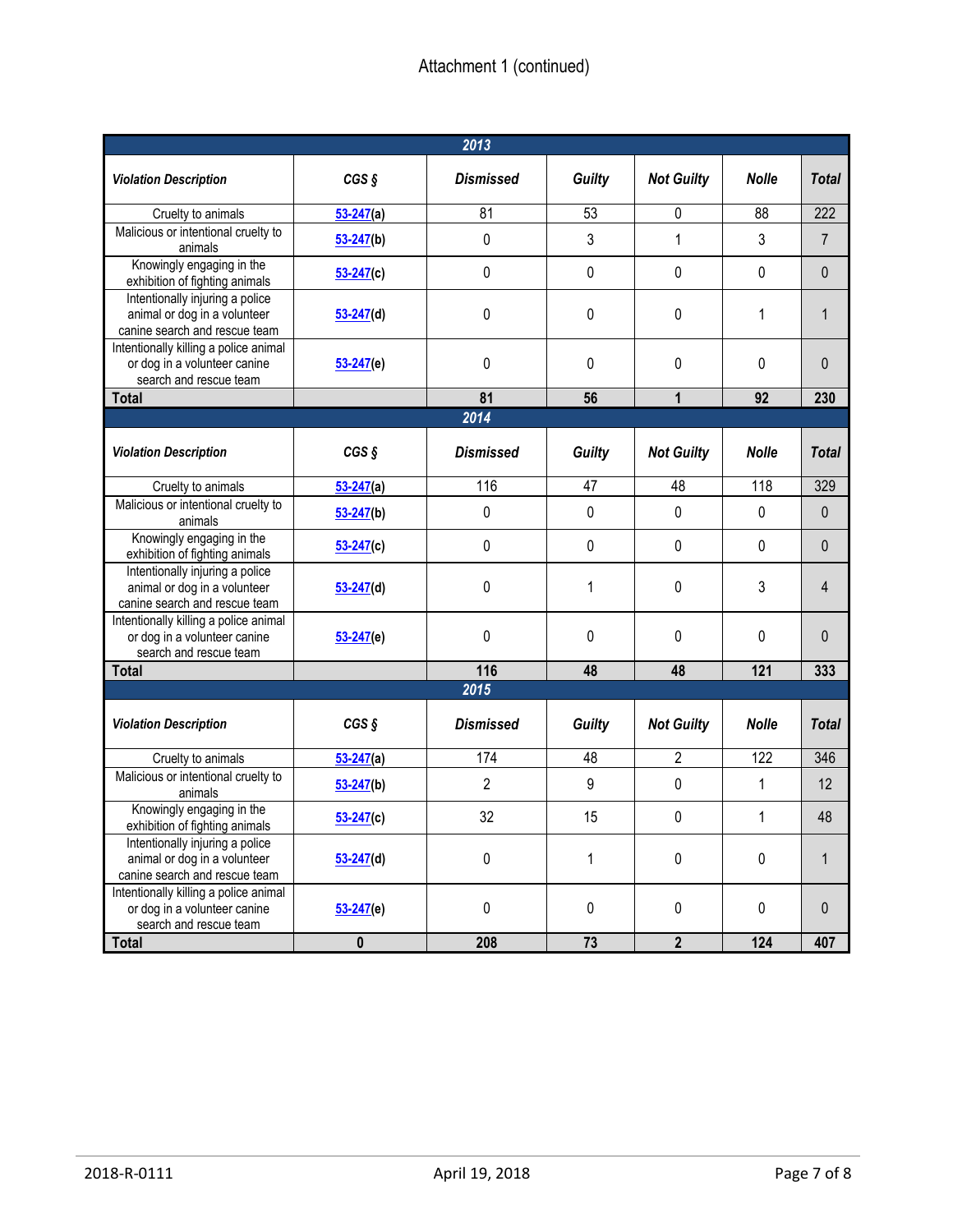Attachment 1 (continued)

| 2013 | | | | | | |
|---|---|---|---|---|---|---|
| ***Violation Description*** | ***CGS §*** | ***Dismissed*** | ***Guilty*** | ***Not Guilty*** | ***Nolle*** | ***Total*** |
| Cruelty to animals | 53-247(a) | 81 | 53 | 0 | 88 | 222 |
| Malicious or intentional cruelty to animals | 53-247(b) | 0 | 3 | 1 | 3 | 7 |
| Knowingly engaging in the exhibition of fighting animals | 53-247(c) | 0 | 0 | 0 | 0 | 0 |
| Intentionally injuring a police animal or dog in a volunteer canine search and rescue team | 53-247(d) | 0 | 0 | 0 | 1 | 1 |
| Intentionally killing a police animal or dog in a volunteer canine search and rescue team | 53-247(e) | 0 | 0 | 0 | 0 | 0 |
| **Total** | | **81** | **56** | **1** | **92** | **230** |

| 2014 | | | | | | |
|---|---|---|---|---|---|---|
| ***Violation Description*** | ***CGS §*** | ***Dismissed*** | ***Guilty*** | ***Not Guilty*** | ***Nolle*** | ***Total*** |
| Cruelty to animals | 53-247(a) | 116 | 47 | 48 | 118 | 329 |
| Malicious or intentional cruelty to animals | 53-247(b) | 0 | 0 | 0 | 0 | 0 |
| Knowingly engaging in the exhibition of fighting animals | 53-247(c) | 0 | 0 | 0 | 0 | 0 |
| Intentionally injuring a police animal or dog in a volunteer canine search and rescue team | 53-247(d) | 0 | 1 | 0 | 3 | 4 |
| Intentionally killing a police animal or dog in a volunteer canine search and rescue team | 53-247(e) | 0 | 0 | 0 | 0 | 0 |
| **Total** | | **116** | **48** | **48** | **121** | **333** |

| 2015 | | | | | | |
|---|---|---|---|---|---|---|
| ***Violation Description*** | ***CGS §*** | ***Dismissed*** | ***Guilty*** | ***Not Guilty*** | ***Nolle*** | ***Total*** |
| Cruelty to animals | 53-247(a) | 174 | 48 | 2 | 122 | 346 |
| Malicious or intentional cruelty to animals | 53-247(b) | 2 | 9 | 0 | 1 | 12 |
| Knowingly engaging in the exhibition of fighting animals | 53-247(c) | 32 | 15 | 0 | 1 | 48 |
| Intentionally injuring a police animal or dog in a volunteer canine search and rescue team | 53-247(d) | 0 | 1 | 0 | 0 | 1 |
| Intentionally killing a police animal or dog in a volunteer canine search and rescue team | 53-247(e) | 0 | 0 | 0 | 0 | 0 |
| **Total** | **0** | **208** | **73** | **2** | **124** | **407** |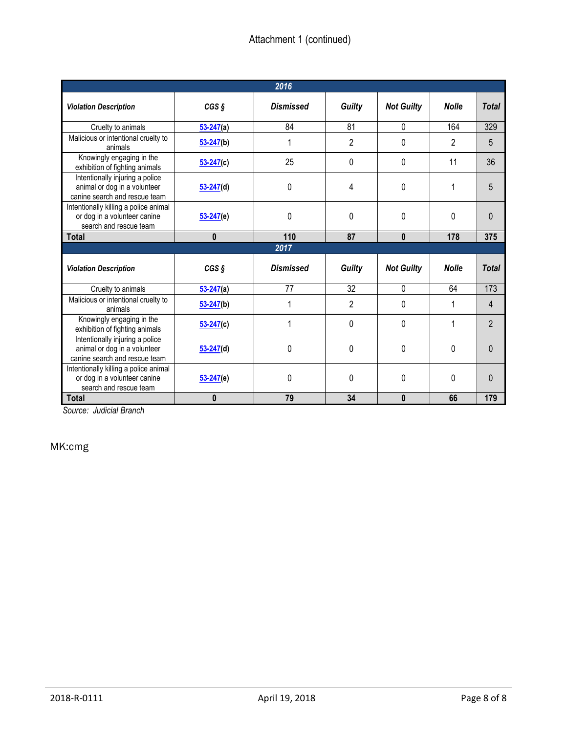Attachment 1 (continued)

| 2016 | | | | | | |
|---|---|---|---|---|---|---|
| ***Violation Description*** | ***CGS §*** | ***Dismissed*** | ***Guilty*** | ***Not Guilty*** | ***Nolle*** | ***Total*** |
| Cruelty to animals | 53-247(a) | 84 | 81 | 0 | 164 | 329 |
| Malicious or intentional cruelty to animals | 53-247(b) | 1 | 2 | 0 | 2 | 5 |
| Knowingly engaging in the exhibition of fighting animals | 53-247(c) | 25 | 0 | 0 | 11 | 36 |
| Intentionally injuring a police animal or dog in a volunteer canine search and rescue team | 53-247(d) | 0 | 4 | 0 | 1 | 5 |
| Intentionally killing a police animal or dog in a volunteer canine search and rescue team | 53-247(e) | 0 | 0 | 0 | 0 | 0 |
| **Total** | **0** | **110** | **87** | **0** | **178** | **375** |

| 2017 | | | | | | |
|---|---|---|---|---|---|---|
| ***Violation Description*** | ***CGS §*** | ***Dismissed*** | ***Guilty*** | ***Not Guilty*** | ***Nolle*** | ***Total*** |
| Cruelty to animals | 53-247(a) | 77 | 32 | 0 | 64 | 173 |
| Malicious or intentional cruelty to animals | 53-247(b) | 1 | 2 | 0 | 1 | 4 |
| Knowingly engaging in the exhibition of fighting animals | 53-247(c) | 1 | 0 | 0 | 1 | 2 |
| Intentionally injuring a police animal or dog in a volunteer canine search and rescue team | 53-247(d) | 0 | 0 | 0 | 0 | 0 |
| Intentionally killing a police animal or dog in a volunteer canine search and rescue team | 53-247(e) | 0 | 0 | 0 | 0 | 0 |
| **Total** | **0** | **79** | **34** | **0** | **66** | **179** |

*Source: Judicial Branch*

MK:cmg